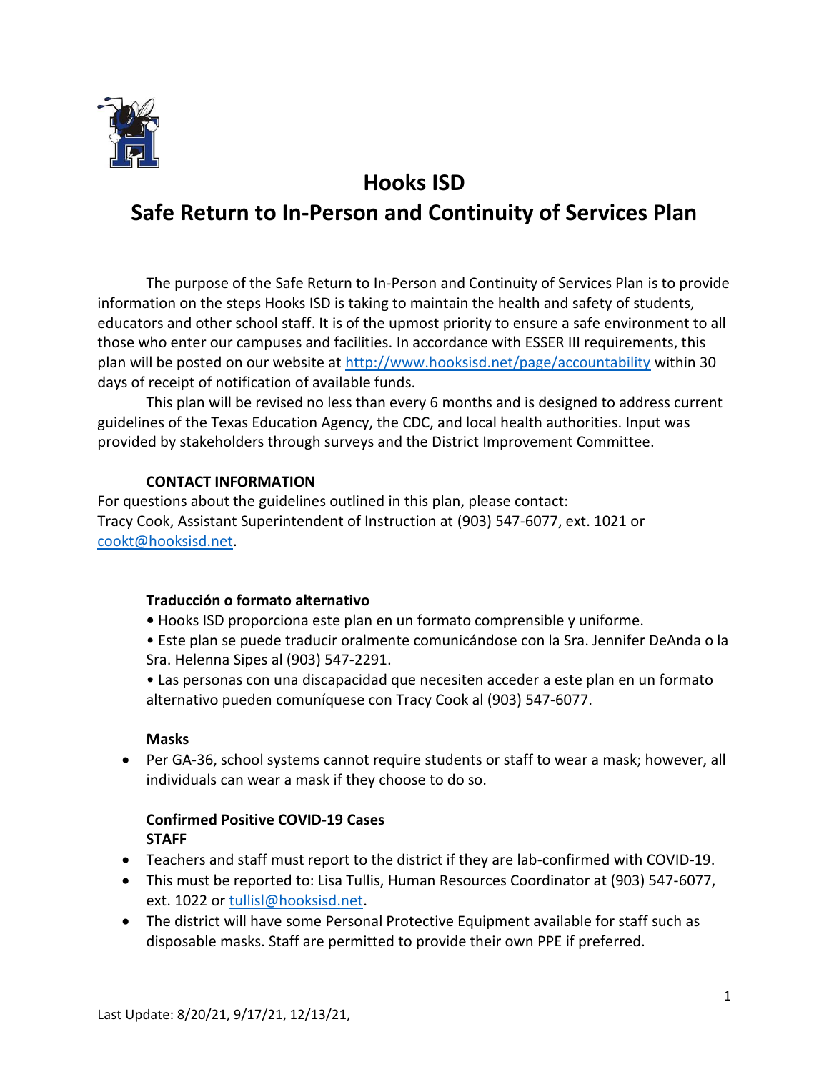# Hooks ISD

# Safe Return to In-Person and Continuity of Services Plan

The purpose of the Safe Return to In-Person and Continuity of Services Plan is to provide information on the steps Hooks ISD is taking to maintain the health and safety of students, educators and other school staff. It is of the upmost priority to ensure a safe environment to all those who enter our campuses and facilities. In accordance with ESSER III requirements, this plan will be posted on our website at http://www.hooksisd.net/page/accountability within 30 days of receipt of notification of available funds.

This plan will be revised no less than every 6 months and is designed to address current guidelines of the Texas Education Agency, the CDC, and local health authorities. Input was provided by stakeholders through surveys and the District Improvement Committee.

**CONTACT INFORMATION**

For questions about the guidelines outlined in this plan, please contact:
Tracy Cook, Assistant Superintendent of Instruction at (903) 547-6077, ext. 1021 or cookt@hooksisd.net.

**Traducción o formato alternativo**

- Hooks ISD proporciona este plan en un formato comprensible y uniforme.
- Este plan se puede traducir oralmente comunicándose con la Sra. Jennifer DeAnda o la Sra. Helenna Sipes al (903) 547-2291.
- Las personas con una discapacidad que necesiten acceder a este plan en un formato alternativo pueden comuníquese con Tracy Cook al (903) 547-6077.

**Masks**

- Per GA-36, school systems cannot require students or staff to wear a mask; however, all individuals can wear a mask if they choose to do so.

**Confirmed Positive COVID-19 Cases**
**STAFF**

- Teachers and staff must report to the district if they are lab-confirmed with COVID-19.
- This must be reported to: Lisa Tullis, Human Resources Coordinator at (903) 547-6077, ext. 1022 or tullisl@hooksisd.net.
- The district will have some Personal Protective Equipment available for staff such as disposable masks. Staff are permitted to provide their own PPE if preferred.

Last Update: 8/20/21, 9/17/21, 12/13/21,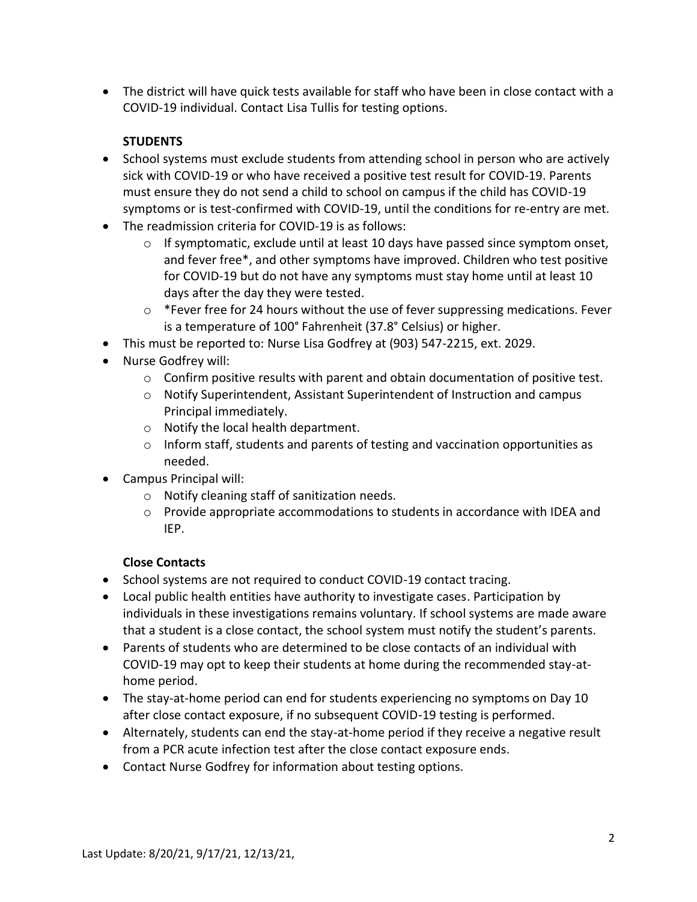- The district will have quick tests available for staff who have been in close contact with a COVID-19 individual. Contact Lisa Tullis for testing options.

**STUDENTS**

- School systems must exclude students from attending school in person who are actively sick with COVID-19 or who have received a positive test result for COVID-19. Parents must ensure they do not send a child to school on campus if the child has COVID-19 symptoms or is test-confirmed with COVID-19, until the conditions for re-entry are met.
- The readmission criteria for COVID-19 is as follows:
  - If symptomatic, exclude until at least 10 days have passed since symptom onset, and fever free*, and other symptoms have improved. Children who test positive for COVID-19 but do not have any symptoms must stay home until at least 10 days after the day they were tested.
  - *Fever free for 24 hours without the use of fever suppressing medications. Fever is a temperature of 100° Fahrenheit (37.8° Celsius) or higher.
- This must be reported to: Nurse Lisa Godfrey at (903) 547-2215, ext. 2029.
- Nurse Godfrey will:
  - Confirm positive results with parent and obtain documentation of positive test.
  - Notify Superintendent, Assistant Superintendent of Instruction and campus Principal immediately.
  - Notify the local health department.
  - Inform staff, students and parents of testing and vaccination opportunities as needed.
- Campus Principal will:
  - Notify cleaning staff of sanitization needs.
  - Provide appropriate accommodations to students in accordance with IDEA and IEP.

**Close Contacts**

- School systems are not required to conduct COVID-19 contact tracing.
- Local public health entities have authority to investigate cases. Participation by individuals in these investigations remains voluntary. If school systems are made aware that a student is a close contact, the school system must notify the student's parents.
- Parents of students who are determined to be close contacts of an individual with COVID-19 may opt to keep their students at home during the recommended stay-at-home period.
- The stay-at-home period can end for students experiencing no symptoms on Day 10 after close contact exposure, if no subsequent COVID-19 testing is performed.
- Alternately, students can end the stay-at-home period if they receive a negative result from a PCR acute infection test after the close contact exposure ends.
- Contact Nurse Godfrey for information about testing options.

Last Update: 8/20/21, 9/17/21, 12/13/21,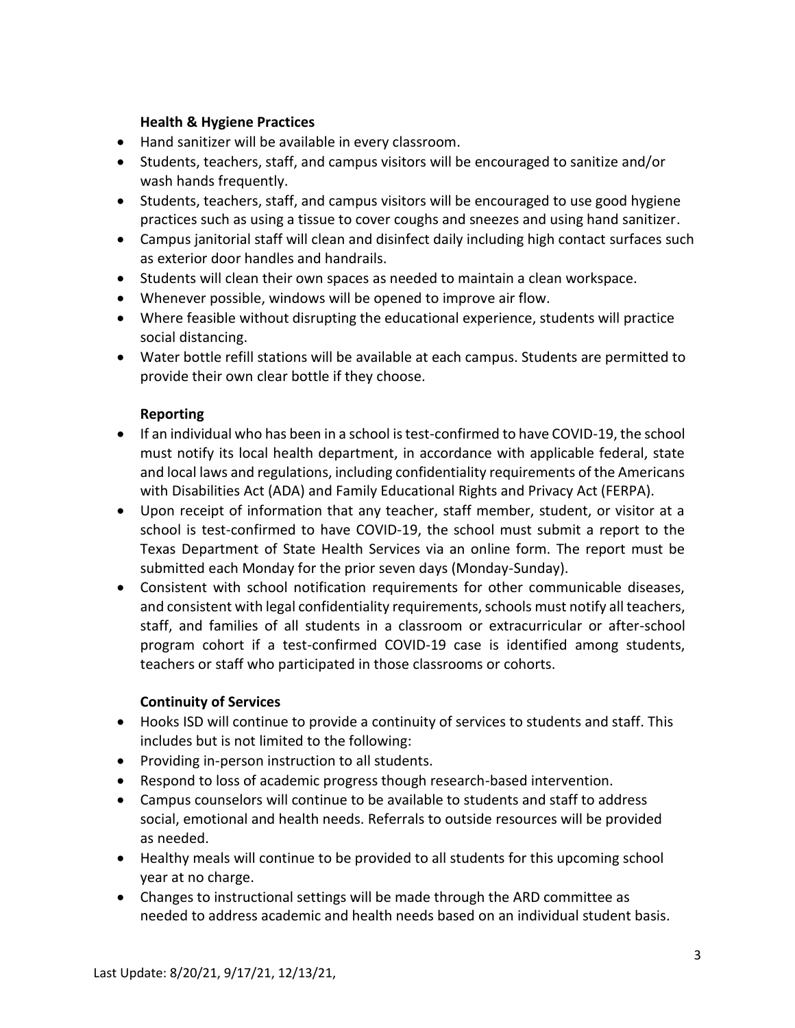### Health & Hygiene Practices

- Hand sanitizer will be available in every classroom.
- Students, teachers, staff, and campus visitors will be encouraged to sanitize and/or wash hands frequently.
- Students, teachers, staff, and campus visitors will be encouraged to use good hygiene practices such as using a tissue to cover coughs and sneezes and using hand sanitizer.
- Campus janitorial staff will clean and disinfect daily including high contact surfaces such as exterior door handles and handrails.
- Students will clean their own spaces as needed to maintain a clean workspace.
- Whenever possible, windows will be opened to improve air flow.
- Where feasible without disrupting the educational experience, students will practice social distancing.
- Water bottle refill stations will be available at each campus. Students are permitted to provide their own clear bottle if they choose.

### Reporting

- If an individual who has been in a school is test-confirmed to have COVID-19, the school must notify its local health department, in accordance with applicable federal, state and local laws and regulations, including confidentiality requirements of the Americans with Disabilities Act (ADA) and Family Educational Rights and Privacy Act (FERPA).
- Upon receipt of information that any teacher, staff member, student, or visitor at a school is test-confirmed to have COVID-19, the school must submit a report to the Texas Department of State Health Services via an online form. The report must be submitted each Monday for the prior seven days (Monday-Sunday).
- Consistent with school notification requirements for other communicable diseases, and consistent with legal confidentiality requirements, schools must notify all teachers, staff, and families of all students in a classroom or extracurricular or after-school program cohort if a test-confirmed COVID-19 case is identified among students, teachers or staff who participated in those classrooms or cohorts.

### Continuity of Services

- Hooks ISD will continue to provide a continuity of services to students and staff. This includes but is not limited to the following:
- Providing in-person instruction to all students.
- Respond to loss of academic progress though research-based intervention.
- Campus counselors will continue to be available to students and staff to address social, emotional and health needs. Referrals to outside resources will be provided as needed.
- Healthy meals will continue to be provided to all students for this upcoming school year at no charge.
- Changes to instructional settings will be made through the ARD committee as needed to address academic and health needs based on an individual student basis.

Last Update: 8/20/21, 9/17/21, 12/13/21,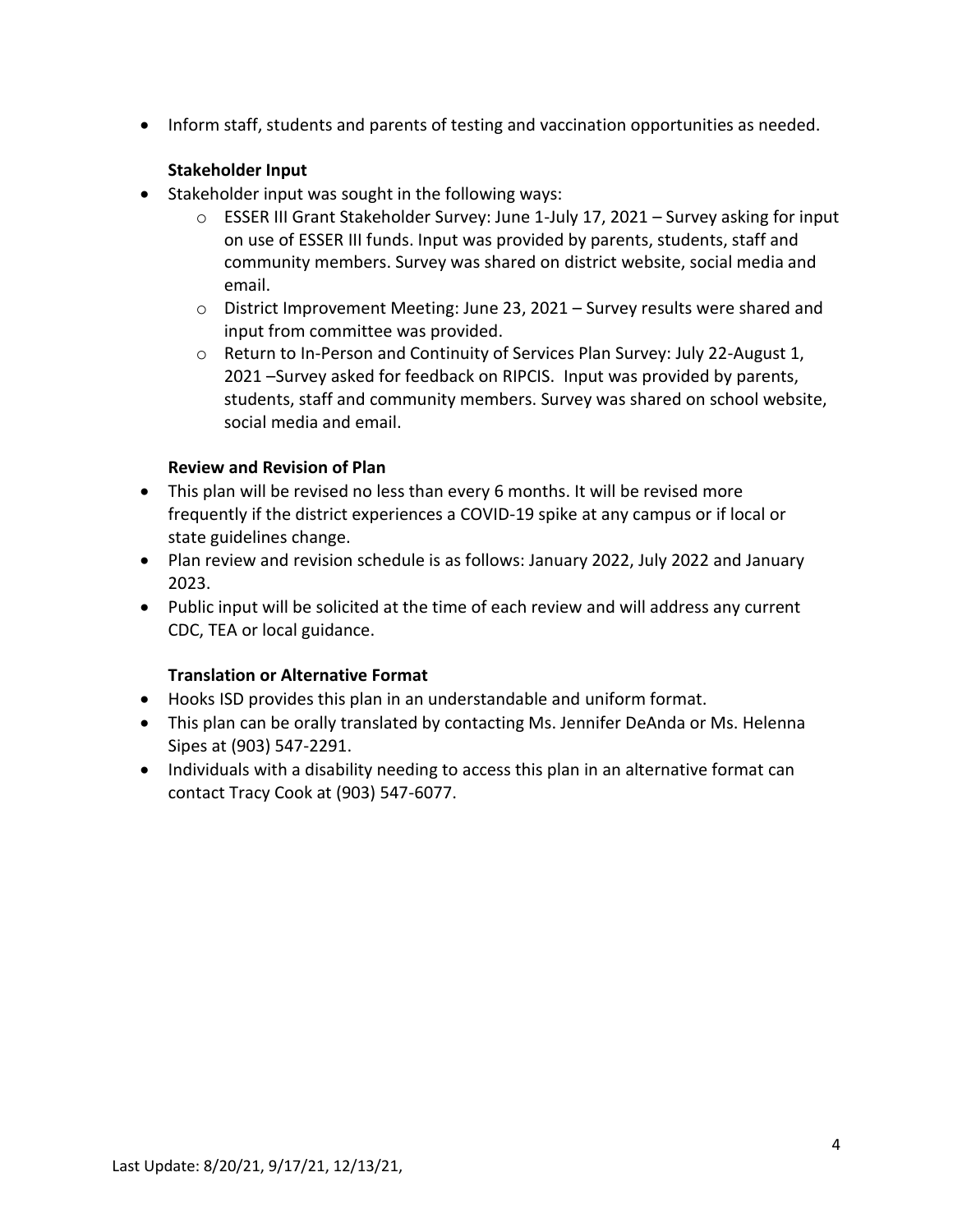- Inform staff, students and parents of testing and vaccination opportunities as needed.

**Stakeholder Input**

- Stakeholder input was sought in the following ways:
  - ESSER III Grant Stakeholder Survey: June 1-July 17, 2021 – Survey asking for input on use of ESSER III funds. Input was provided by parents, students, staff and community members. Survey was shared on district website, social media and email.
  - District Improvement Meeting: June 23, 2021 – Survey results were shared and input from committee was provided.
  - Return to In-Person and Continuity of Services Plan Survey: July 22-August 1, 2021 –Survey asked for feedback on RIPCIS. Input was provided by parents, students, staff and community members. Survey was shared on school website, social media and email.

**Review and Revision of Plan**

- This plan will be revised no less than every 6 months. It will be revised more frequently if the district experiences a COVID-19 spike at any campus or if local or state guidelines change.
- Plan review and revision schedule is as follows: January 2022, July 2022 and January 2023.
- Public input will be solicited at the time of each review and will address any current CDC, TEA or local guidance.

**Translation or Alternative Format**

- Hooks ISD provides this plan in an understandable and uniform format.
- This plan can be orally translated by contacting Ms. Jennifer DeAnda or Ms. Helenna Sipes at (903) 547-2291.
- Individuals with a disability needing to access this plan in an alternative format can contact Tracy Cook at (903) 547-6077.

Last Update: 8/20/21, 9/17/21, 12/13/21,